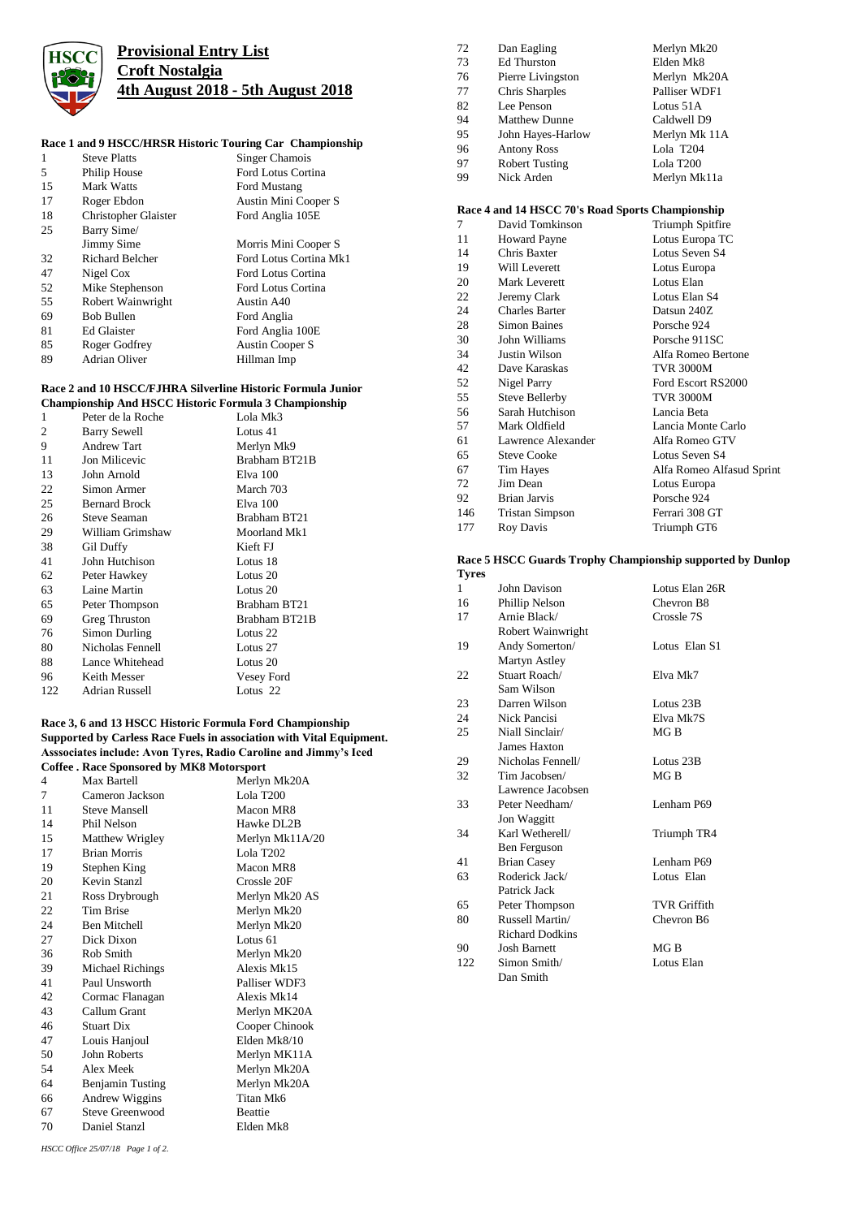# Provisional Entry List
# Croft Nostalgia
# 4th August 2018 - 5th August 2018

### Race 1 and 9 HSCC/HRSR Historic Touring Car Championship

| | | |
|---|---|---|
| 1 | Steve Platts | Singer Chamois |
| 5 | Philip House | Ford Lotus Cortina |
| 15 | Mark Watts | Ford Mustang |
| 17 | Roger Ebdon | Austin Mini Cooper S |
| 18 | Christopher Glaister | Ford Anglia 105E |
| 25 | Barry Sime/ Jimmy Sime | Morris Mini Cooper S |
| 32 | Richard Belcher | Ford Lotus Cortina Mk1 |
| 47 | Nigel Cox | Ford Lotus Cortina |
| 52 | Mike Stephenson | Ford Lotus Cortina |
| 55 | Robert Wainwright | Austin A40 |
| 69 | Bob Bullen | Ford Anglia |
| 81 | Ed Glaister | Ford Anglia 100E |
| 85 | Roger Godfrey | Austin Cooper S |
| 89 | Adrian Oliver | Hillman Imp |

### Race 2 and 10 HSCC/FJHRA Silverline Historic Formula Junior Championship And HSCC Historic Formula 3 Championship

| | | |
|---|---|---|
| 1 | Peter de la Roche | Lola Mk3 |
| 2 | Barry Sewell | Lotus 41 |
| 9 | Andrew Tart | Merlyn Mk9 |
| 11 | Jon Milicevic | Brabham BT21B |
| 13 | John Arnold | Elva 100 |
| 22 | Simon Armer | March 703 |
| 25 | Bernard Brock | Elva 100 |
| 26 | Steve Seaman | Brabham BT21 |
| 29 | William Grimshaw | Moorland Mk1 |
| 38 | Gil Duffy | Kieft FJ |
| 41 | John Hutchison | Lotus 18 |
| 62 | Peter Hawkey | Lotus 20 |
| 63 | Laine Martin | Lotus 20 |
| 65 | Peter Thompson | Brabham BT21 |
| 69 | Greg Thruston | Brabham BT21B |
| 76 | Simon Durling | Lotus 22 |
| 80 | Nicholas Fennell | Lotus 27 |
| 88 | Lance Whitehead | Lotus 20 |
| 96 | Keith Messer | Vesey Ford |
| 122 | Adrian Russell | Lotus 22 |

### Race 3, 6 and 13 HSCC Historic Formula Ford Championship Supported by Carless Race Fuels in association with Vital Equipment. Asssociates include: Avon Tyres, Radio Caroline and Jimmy's Iced Coffee . Race Sponsored by MK8 Motorsport

| | | |
|---|---|---|
| 4 | Max Bartell | Merlyn Mk20A |
| 7 | Cameron Jackson | Lola T200 |
| 11 | Steve Mansell | Macon MR8 |
| 14 | Phil Nelson | Hawke DL2B |
| 15 | Matthew Wrigley | Merlyn Mk11A/20 |
| 17 | Brian Morris | Lola T202 |
| 19 | Stephen King | Macon MR8 |
| 20 | Kevin Stanzl | Crossle 20F |
| 21 | Ross Drybrough | Merlyn Mk20 AS |
| 22 | Tim Brise | Merlyn Mk20 |
| 24 | Ben Mitchell | Merlyn Mk20 |
| 27 | Dick Dixon | Lotus 61 |
| 36 | Rob Smith | Merlyn Mk20 |
| 39 | Michael Richings | Alexis Mk15 |
| 41 | Paul Unsworth | Palliser WDF3 |
| 42 | Cormac Flanagan | Alexis Mk14 |
| 43 | Callum Grant | Merlyn MK20A |
| 46 | Stuart Dix | Cooper Chinook |
| 47 | Louis Hanjoul | Elden Mk8/10 |
| 50 | John Roberts | Merlyn MK11A |
| 54 | Alex Meek | Merlyn Mk20A |
| 64 | Benjamin Tusting | Merlyn Mk20A |
| 66 | Andrew Wiggins | Titan Mk6 |
| 67 | Steve Greenwood | Beattie |
| 70 | Daniel Stanzl | Elden Mk8 |
| 72 | Dan Eagling | Merlyn Mk20 |
| 73 | Ed Thurston | Elden Mk8 |
| 76 | Pierre Livingston | Merlyn Mk20A |
| 77 | Chris Sharples | Palliser WDF1 |
| 82 | Lee Penson | Lotus 51A |
| 94 | Matthew Dunne | Caldwell D9 |
| 95 | John Hayes-Harlow | Merlyn Mk 11A |
| 96 | Antony Ross | Lola T204 |
| 97 | Robert Tusting | Lola T200 |
| 99 | Nick Arden | Merlyn Mk11a |

### Race 4 and 14 HSCC 70's Road Sports Championship

| | | |
|---|---|---|
| 7 | David Tomkinson | Triumph Spitfire |
| 11 | Howard Payne | Lotus Europa TC |
| 14 | Chris Baxter | Lotus Seven S4 |
| 19 | Will Leverett | Lotus Europa |
| 20 | Mark Leverett | Lotus Elan |
| 22 | Jeremy Clark | Lotus Elan S4 |
| 24 | Charles Barter | Datsun 240Z |
| 28 | Simon Baines | Porsche 924 |
| 30 | John Williams | Porsche 911SC |
| 34 | Justin Wilson | Alfa Romeo Bertone |
| 42 | Dave Karaskas | TVR 3000M |
| 52 | Nigel Parry | Ford Escort RS2000 |
| 55 | Steve Bellerby | TVR 3000M |
| 56 | Sarah Hutchison | Lancia Beta |
| 57 | Mark Oldfield | Lancia Monte Carlo |
| 61 | Lawrence Alexander | Alfa Romeo GTV |
| 65 | Steve Cooke | Lotus Seven S4 |
| 67 | Tim Hayes | Alfa Romeo Alfasud Sprint |
| 72 | Jim Dean | Lotus Europa |
| 92 | Brian Jarvis | Porsche 924 |
| 146 | Tristan Simpson | Ferrari 308 GT |
| 177 | Roy Davis | Triumph GT6 |

### Race 5 HSCC Guards Trophy Championship supported by Dunlop Tyres

| | | |
|---|---|---|
| 1 | John Davison | Lotus Elan 26R |
| 16 | Phillip Nelson | Chevron B8 |
| 17 | Arnie Black/ Robert Wainwright | Crossle 7S |
| 19 | Andy Somerton/ Martyn Astley | Lotus Elan S1 |
| 22 | Stuart Roach/ Sam Wilson | Elva Mk7 |
| 23 | Darren Wilson | Lotus 23B |
| 24 | Nick Pancisi | Elva Mk7S |
| 25 | Niall Sinclair/ James Haxton | MG B |
| 29 | Nicholas Fennell/ | Lotus 23B |
| 32 | Tim Jacobsen/ Lawrence Jacobsen | MG B |
| 33 | Peter Needham/ Jon Waggitt | Lenham P69 |
| 34 | Karl Wetherell/ Ben Ferguson | Triumph TR4 |
| 41 | Brian Casey | Lenham P69 |
| 63 | Roderick Jack/ Patrick Jack | Lotus Elan |
| 65 | Peter Thompson | TVR Griffith |
| 80 | Russell Martin/ Richard Dodkins | Chevron B6 |
| 90 | Josh Barnett | MG B |
| 122 | Simon Smith/ Dan Smith | Lotus Elan |

*HSCC Office 25/07/18*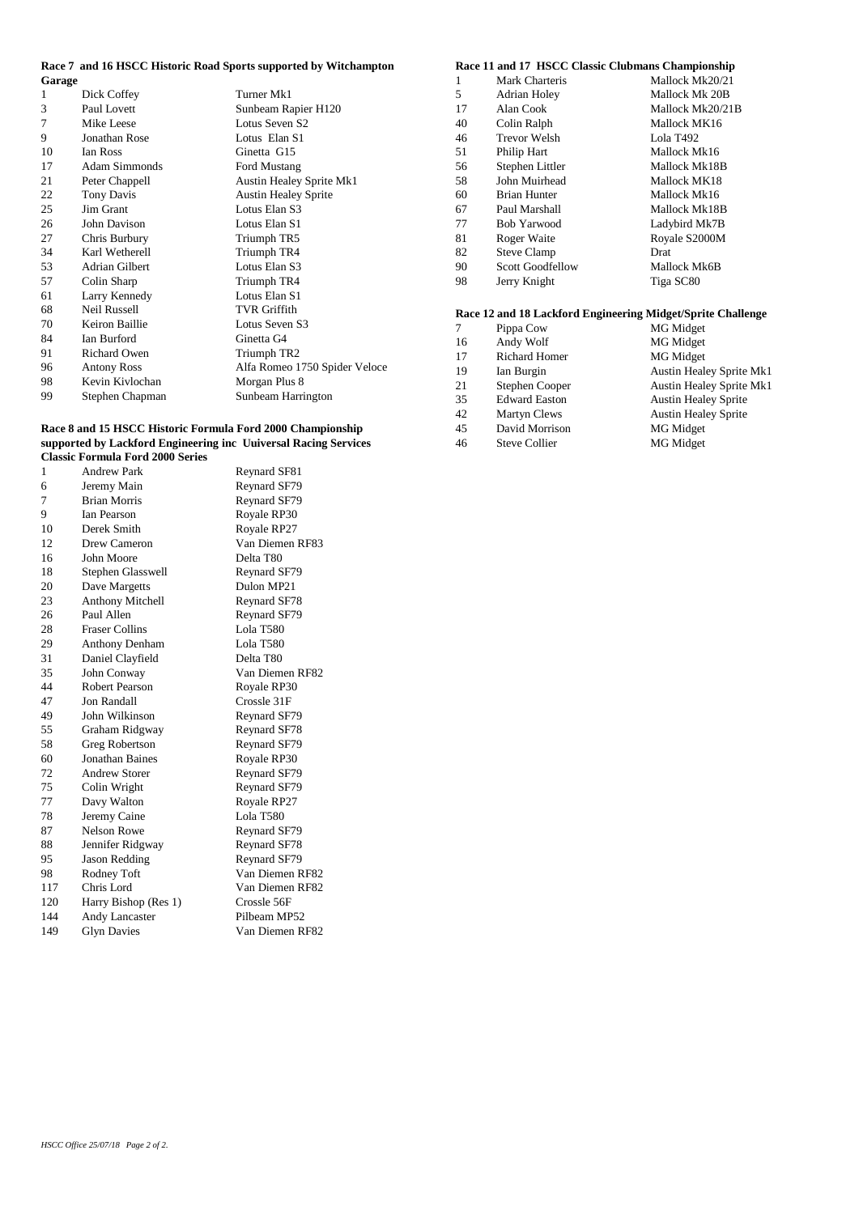### Race 7 and 16 HSCC Historic Road Sports supported by Witchampton Garage

| | | |
|---|---|---|
| 1 | Dick Coffey | Turner Mk1 |
| 3 | Paul Lovett | Sunbeam Rapier H120 |
| 7 | Mike Leese | Lotus Seven S2 |
| 9 | Jonathan Rose | Lotus Elan S1 |
| 10 | Ian Ross | Ginetta G15 |
| 17 | Adam Simmonds | Ford Mustang |
| 21 | Peter Chappell | Austin Healey Sprite Mk1 |
| 22 | Tony Davis | Austin Healey Sprite |
| 25 | Jim Grant | Lotus Elan S3 |
| 26 | John Davison | Lotus Elan S1 |
| 27 | Chris Burbury | Triumph TR5 |
| 34 | Karl Wetherell | Triumph TR4 |
| 53 | Adrian Gilbert | Lotus Elan S3 |
| 57 | Colin Sharp | Triumph TR4 |
| 61 | Larry Kennedy | Lotus Elan S1 |
| 68 | Neil Russell | TVR Griffith |
| 70 | Keiron Baillie | Lotus Seven S3 |
| 84 | Ian Burford | Ginetta G4 |
| 91 | Richard Owen | Triumph TR2 |
| 96 | Antony Ross | Alfa Romeo 1750 Spider Veloce |
| 98 | Kevin Kivlochan | Morgan Plus 8 |
| 99 | Stephen Chapman | Sunbeam Harrington |

### Race 8 and 15 HSCC Historic Formula Ford 2000 Championship supported by Lackford Engineering inc Uuiversal Racing Services Classic Formula Ford 2000 Series

| | | |
|---|---|---|
| 1 | Andrew Park | Reynard SF81 |
| 6 | Jeremy Main | Reynard SF79 |
| 7 | Brian Morris | Reynard SF79 |
| 9 | Ian Pearson | Royale RP30 |
| 10 | Derek Smith | Royale RP27 |
| 12 | Drew Cameron | Van Diemen RF83 |
| 16 | John Moore | Delta T80 |
| 18 | Stephen Glasswell | Reynard SF79 |
| 20 | Dave Margetts | Dulon MP21 |
| 23 | Anthony Mitchell | Reynard SF78 |
| 26 | Paul Allen | Reynard SF79 |
| 28 | Fraser Collins | Lola T580 |
| 29 | Anthony Denham | Lola T580 |
| 31 | Daniel Clayfield | Delta T80 |
| 35 | John Conway | Van Diemen RF82 |
| 44 | Robert Pearson | Royale RP30 |
| 47 | Jon Randall | Crossle 31F |
| 49 | John Wilkinson | Reynard SF79 |
| 55 | Graham Ridgway | Reynard SF78 |
| 58 | Greg Robertson | Reynard SF79 |
| 60 | Jonathan Baines | Royale RP30 |
| 72 | Andrew Storer | Reynard SF79 |
| 75 | Colin Wright | Reynard SF79 |
| 77 | Davy Walton | Royale RP27 |
| 78 | Jeremy Caine | Lola T580 |
| 87 | Nelson Rowe | Reynard SF79 |
| 88 | Jennifer Ridgway | Reynard SF78 |
| 95 | Jason Redding | Reynard SF79 |
| 98 | Rodney Toft | Van Diemen RF82 |
| 117 | Chris Lord | Van Diemen RF82 |
| 120 | Harry Bishop (Res 1) | Crossle 56F |
| 144 | Andy Lancaster | Pilbeam MP52 |
| 149 | Glyn Davies | Van Diemen RF82 |

### Race 11 and 17 HSCC Classic Clubmans Championship

| | | |
|---|---|---|
| 1 | Mark Charteris | Mallock Mk20/21 |
| 5 | Adrian Holey | Mallock Mk 20B |
| 17 | Alan Cook | Mallock Mk20/21B |
| 40 | Colin Ralph | Mallock MK16 |
| 46 | Trevor Welsh | Lola T492 |
| 51 | Philip Hart | Mallock Mk16 |
| 56 | Stephen Littler | Mallock Mk18B |
| 58 | John Muirhead | Mallock MK18 |
| 60 | Brian Hunter | Mallock Mk16 |
| 67 | Paul Marshall | Mallock Mk18B |
| 77 | Bob Yarwood | Ladybird Mk7B |
| 81 | Roger Waite | Royale S2000M |
| 82 | Steve Clamp | Drat |
| 90 | Scott Goodfellow | Mallock Mk6B |
| 98 | Jerry Knight | Tiga SC80 |

### Race 12 and 18 Lackford Engineering Midget/Sprite Challenge

| | | |
|---|---|---|
| 7 | Pippa Cow | MG Midget |
| 16 | Andy Wolf | MG Midget |
| 17 | Richard Homer | MG Midget |
| 19 | Ian Burgin | Austin Healey Sprite Mk1 |
| 21 | Stephen Cooper | Austin Healey Sprite Mk1 |
| 35 | Edward Easton | Austin Healey Sprite |
| 42 | Martyn Clews | Austin Healey Sprite |
| 45 | David Morrison | MG Midget |
| 46 | Steve Collier | MG Midget |